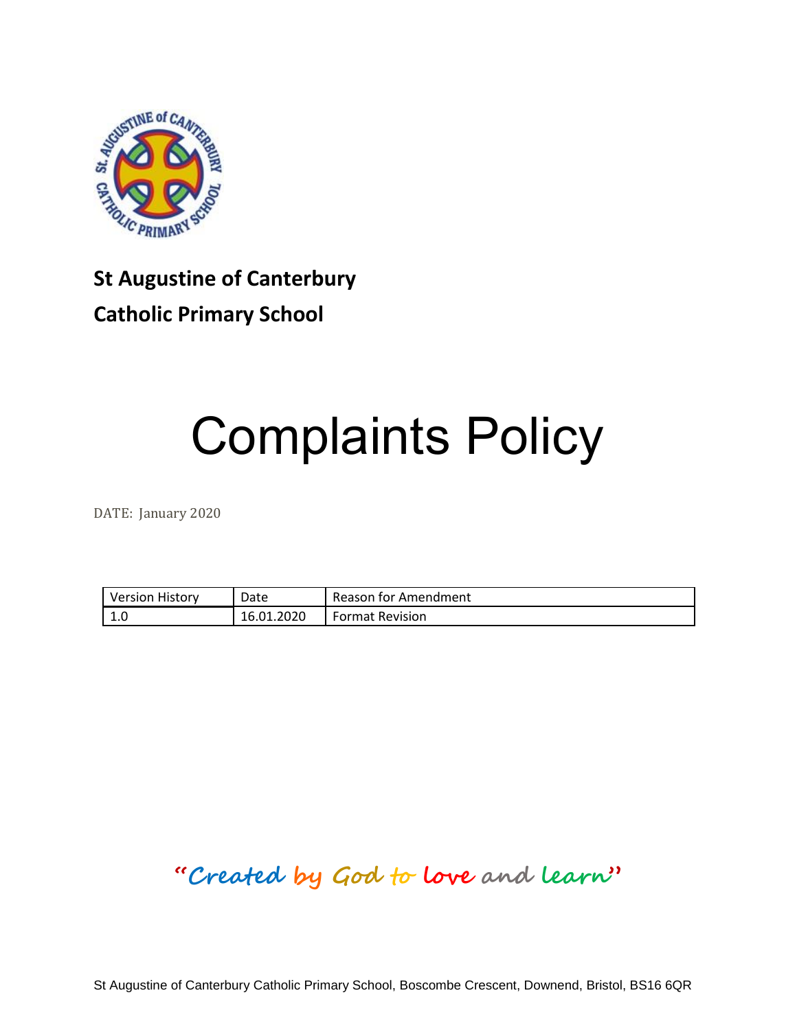**St Augustine of Canterbury**

**Catholic Primary School**

# Complaints Policy

DATE: January 2020

| Version History | Date | Reason for Amendment |
|---|---|---|
| 1.0 | 16.01.2020 | Format Revision |

**"Created by God to love and learn"**

St Augustine of Canterbury Catholic Primary School, Boscombe Crescent, Downend, Bristol, BS16 6QR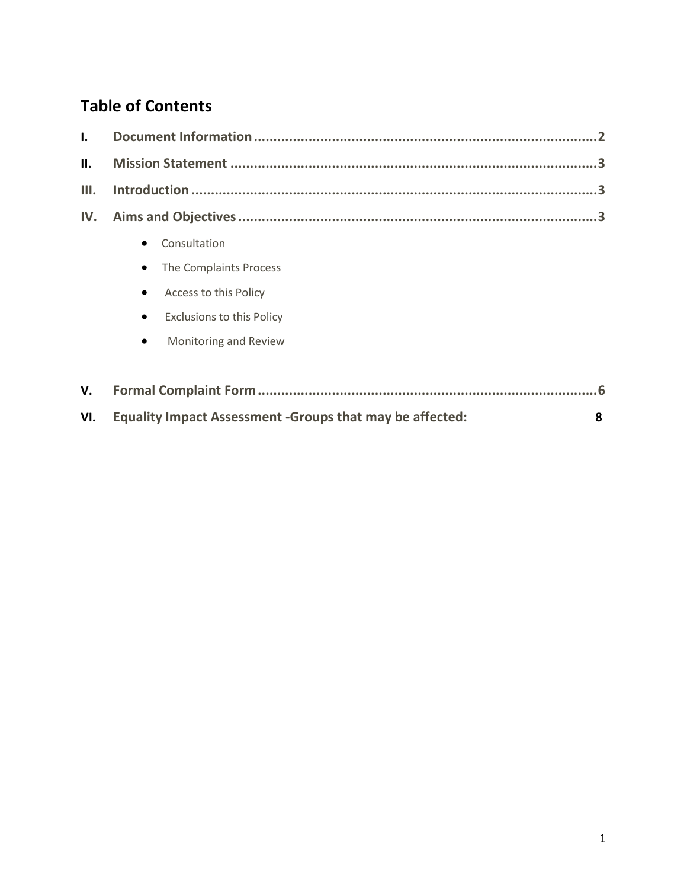## Table of Contents

| | | |
|---|---|---|
| **I.** | **Document Information** | **2** |
| **II.** | **Mission Statement** | **3** |
| **III.** | **Introduction** | **3** |
| **IV.** | **Aims and Objectives** | **3** |

- Consultation
- The Complaints Process
- Access to this Policy
- Exclusions to this Policy
- Monitoring and Review

| | | |
|---|---|---|
| **V.** | **Formal Complaint Form** | **6** |
| **VI.** | **Equality Impact Assessment -Groups that may be affected:** | **8** |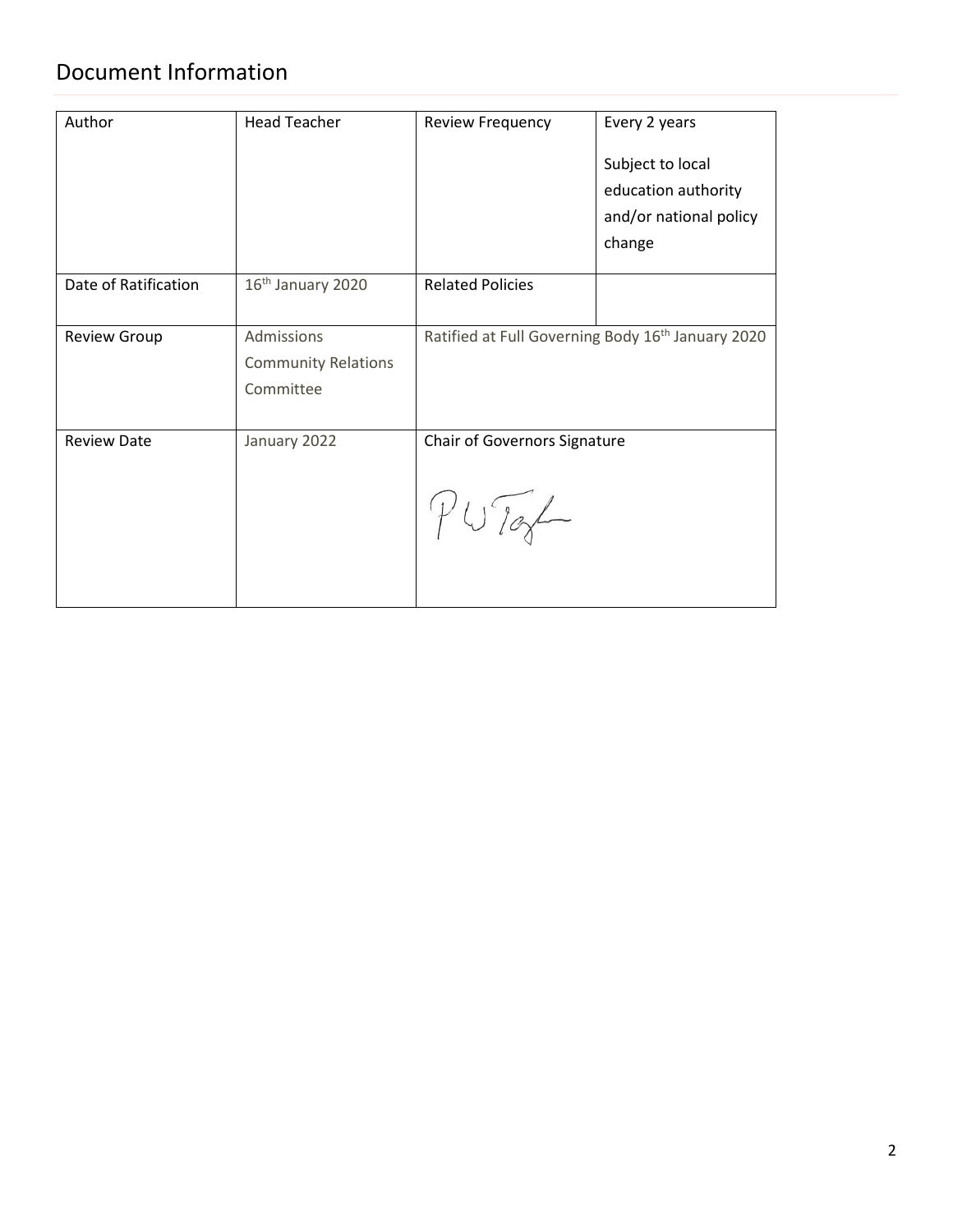## Document Information

| Author | Head Teacher | Review Frequency | Every 2 years<br><br>Subject to local education authority and/or national policy change |
|---|---|---|---|
| Date of Ratification | 16th January 2020 | Related Policies | |
| Review Group | Admissions Community Relations Committee | Ratified at Full Governing Body 16th January 2020 | |
| Review Date | January 2022 | Chair of Governors Signature<br><br>PW Taylor | |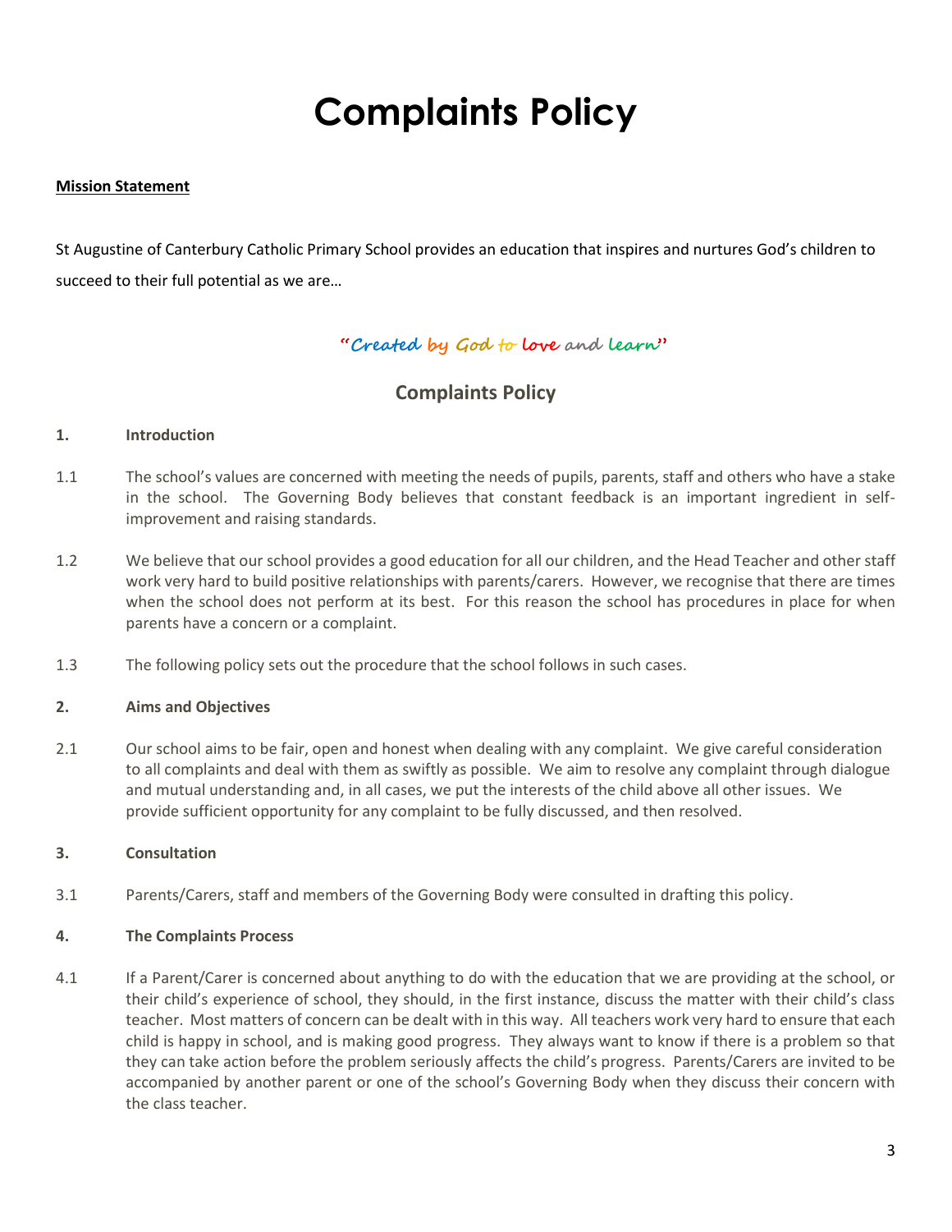# Complaints Policy

**Mission Statement**

St Augustine of Canterbury Catholic Primary School provides an education that inspires and nurtures God's children to succeed to their full potential as we are…

"*Created by God to love and learn*"

## Complaints Policy

**1. Introduction**

1.1 The school's values are concerned with meeting the needs of pupils, parents, staff and others who have a stake in the school. The Governing Body believes that constant feedback is an important ingredient in self-improvement and raising standards.

1.2 We believe that our school provides a good education for all our children, and the Head Teacher and other staff work very hard to build positive relationships with parents/carers. However, we recognise that there are times when the school does not perform at its best. For this reason the school has procedures in place for when parents have a concern or a complaint.

1.3 The following policy sets out the procedure that the school follows in such cases.

**2. Aims and Objectives**

2.1 Our school aims to be fair, open and honest when dealing with any complaint. We give careful consideration to all complaints and deal with them as swiftly as possible. We aim to resolve any complaint through dialogue and mutual understanding and, in all cases, we put the interests of the child above all other issues. We provide sufficient opportunity for any complaint to be fully discussed, and then resolved.

**3. Consultation**

3.1 Parents/Carers, staff and members of the Governing Body were consulted in drafting this policy.

**4. The Complaints Process**

4.1 If a Parent/Carer is concerned about anything to do with the education that we are providing at the school, or their child's experience of school, they should, in the first instance, discuss the matter with their child's class teacher. Most matters of concern can be dealt with in this way. All teachers work very hard to ensure that each child is happy in school, and is making good progress. They always want to know if there is a problem so that they can take action before the problem seriously affects the child's progress. Parents/Carers are invited to be accompanied by another parent or one of the school's Governing Body when they discuss their concern with the class teacher.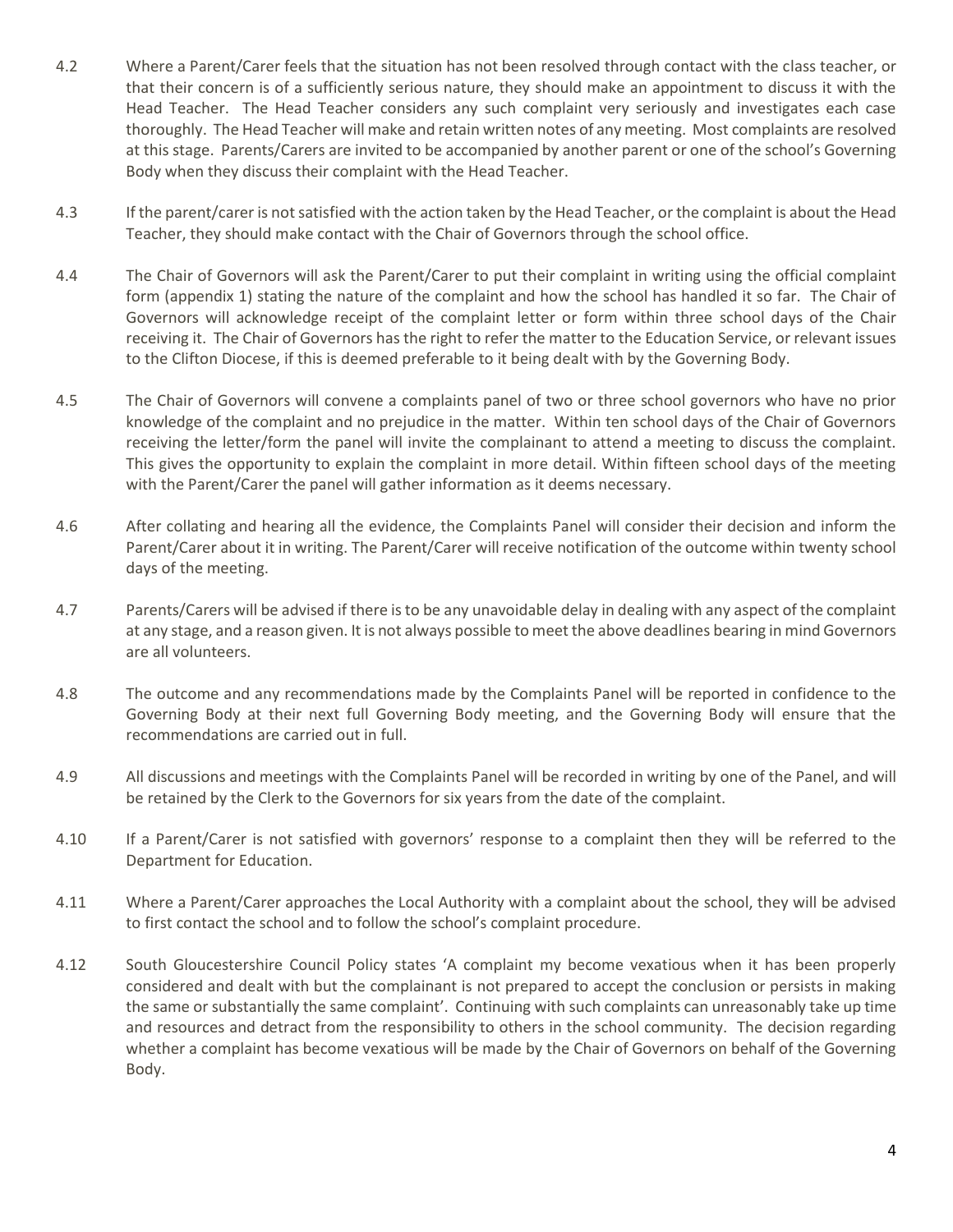4.2 Where a Parent/Carer feels that the situation has not been resolved through contact with the class teacher, or that their concern is of a sufficiently serious nature, they should make an appointment to discuss it with the Head Teacher. The Head Teacher considers any such complaint very seriously and investigates each case thoroughly. The Head Teacher will make and retain written notes of any meeting. Most complaints are resolved at this stage. Parents/Carers are invited to be accompanied by another parent or one of the school's Governing Body when they discuss their complaint with the Head Teacher.

4.3 If the parent/carer is not satisfied with the action taken by the Head Teacher, or the complaint is about the Head Teacher, they should make contact with the Chair of Governors through the school office.

4.4 The Chair of Governors will ask the Parent/Carer to put their complaint in writing using the official complaint form (appendix 1) stating the nature of the complaint and how the school has handled it so far. The Chair of Governors will acknowledge receipt of the complaint letter or form within three school days of the Chair receiving it. The Chair of Governors has the right to refer the matter to the Education Service, or relevant issues to the Clifton Diocese, if this is deemed preferable to it being dealt with by the Governing Body.

4.5 The Chair of Governors will convene a complaints panel of two or three school governors who have no prior knowledge of the complaint and no prejudice in the matter. Within ten school days of the Chair of Governors receiving the letter/form the panel will invite the complainant to attend a meeting to discuss the complaint. This gives the opportunity to explain the complaint in more detail. Within fifteen school days of the meeting with the Parent/Carer the panel will gather information as it deems necessary.

4.6 After collating and hearing all the evidence, the Complaints Panel will consider their decision and inform the Parent/Carer about it in writing. The Parent/Carer will receive notification of the outcome within twenty school days of the meeting.

4.7 Parents/Carers will be advised if there is to be any unavoidable delay in dealing with any aspect of the complaint at any stage, and a reason given. It is not always possible to meet the above deadlines bearing in mind Governors are all volunteers.

4.8 The outcome and any recommendations made by the Complaints Panel will be reported in confidence to the Governing Body at their next full Governing Body meeting, and the Governing Body will ensure that the recommendations are carried out in full.

4.9 All discussions and meetings with the Complaints Panel will be recorded in writing by one of the Panel, and will be retained by the Clerk to the Governors for six years from the date of the complaint.

4.10 If a Parent/Carer is not satisfied with governors' response to a complaint then they will be referred to the Department for Education.

4.11 Where a Parent/Carer approaches the Local Authority with a complaint about the school, they will be advised to first contact the school and to follow the school's complaint procedure.

4.12 South Gloucestershire Council Policy states 'A complaint my become vexatious when it has been properly considered and dealt with but the complainant is not prepared to accept the conclusion or persists in making the same or substantially the same complaint'. Continuing with such complaints can unreasonably take up time and resources and detract from the responsibility to others in the school community. The decision regarding whether a complaint has become vexatious will be made by the Chair of Governors on behalf of the Governing Body.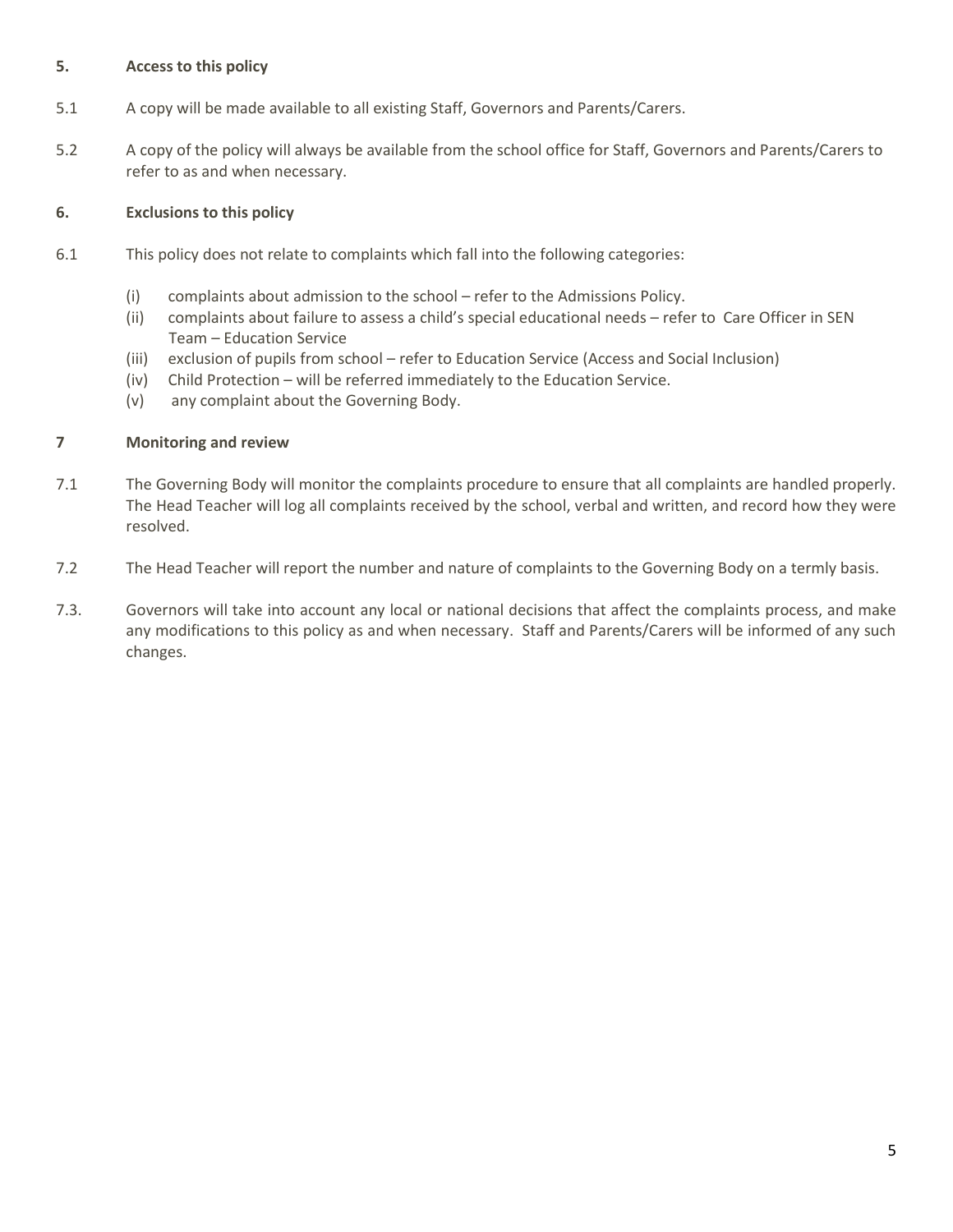## 5. Access to this policy

5.1 A copy will be made available to all existing Staff, Governors and Parents/Carers.

5.2 A copy of the policy will always be available from the school office for Staff, Governors and Parents/Carers to refer to as and when necessary.

## 6. Exclusions to this policy

6.1 This policy does not relate to complaints which fall into the following categories:

- (i) complaints about admission to the school – refer to the Admissions Policy.
- (ii) complaints about failure to assess a child's special educational needs – refer to Care Officer in SEN Team – Education Service
- (iii) exclusion of pupils from school – refer to Education Service (Access and Social Inclusion)
- (iv) Child Protection – will be referred immediately to the Education Service.
- (v) any complaint about the Governing Body.

## 7 Monitoring and review

7.1 The Governing Body will monitor the complaints procedure to ensure that all complaints are handled properly. The Head Teacher will log all complaints received by the school, verbal and written, and record how they were resolved.

7.2 The Head Teacher will report the number and nature of complaints to the Governing Body on a termly basis.

7.3. Governors will take into account any local or national decisions that affect the complaints process, and make any modifications to this policy as and when necessary. Staff and Parents/Carers will be informed of any such changes.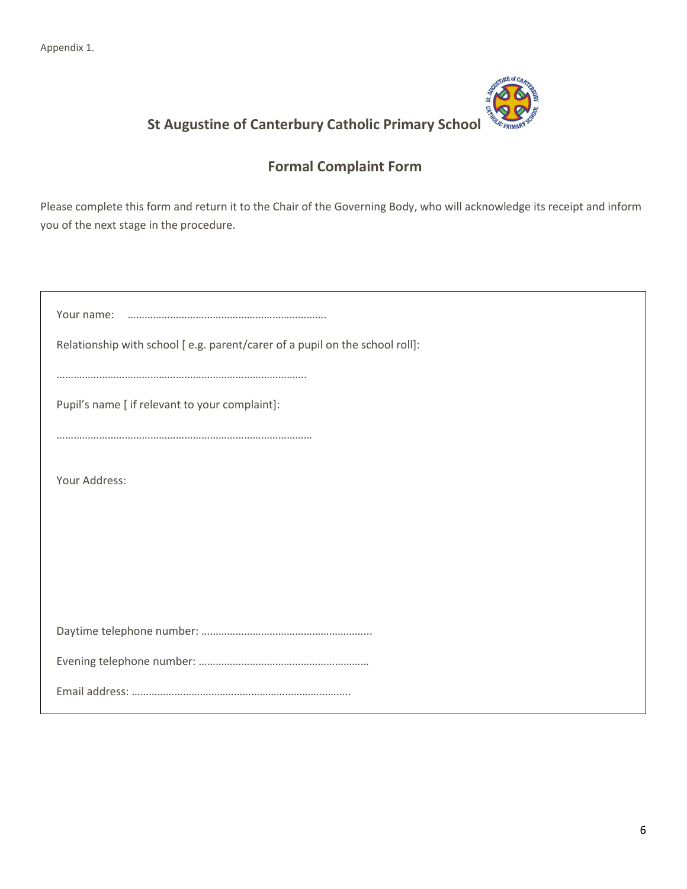Appendix 1.

## St Augustine of Canterbury Catholic Primary School

### Formal Complaint Form

Please complete this form and return it to the Chair of the Governing Body, who will acknowledge its receipt and inform you of the next stage in the procedure.

Your name: ………………………………………………………………

Relationship with school [ e.g. parent/carer of a pupil on the school roll]:

…………………………………………………………………………….

Pupil's name [ if relevant to your complaint]:

………………………………………………………………………………

Your Address:

Daytime telephone number: …………………………………………………...

Evening telephone number: ……………………………………………………

Email address: …………………………………………………………………..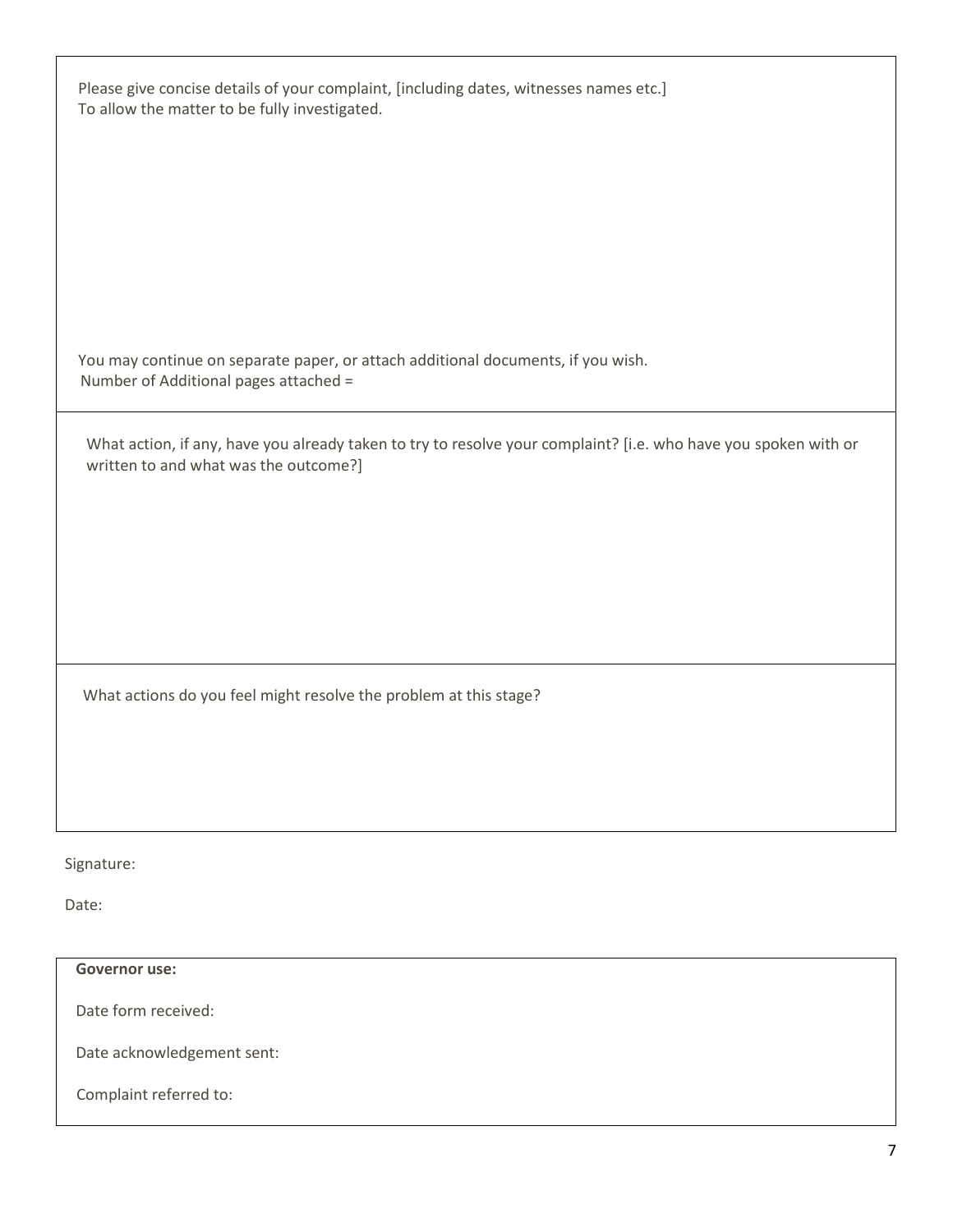Please give concise details of your complaint, [including dates, witnesses names etc.]
To allow the matter to be fully investigated.

You may continue on separate paper, or attach additional documents, if you wish.
Number of Additional pages attached =

What action, if any, have you already taken to try to resolve your complaint? [i.e. who have you spoken with or written to and what was the outcome?]

What actions do you feel might resolve the problem at this stage?

Signature:

Date:

**Governor use:**

Date form received:

Date acknowledgement sent:

Complaint referred to: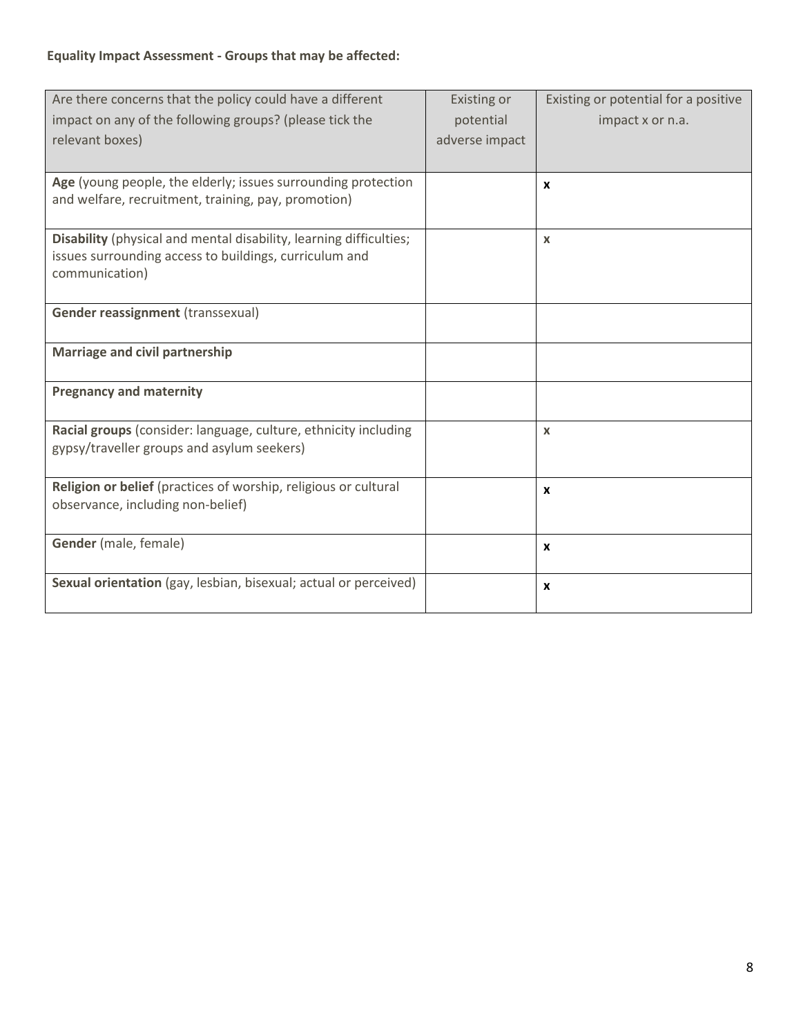**Equality Impact Assessment - Groups that may be affected:**

| Are there concerns that the policy could have a different impact on any of the following groups? (please tick the relevant boxes) | Existing or potential adverse impact | Existing or potential for a positive impact x or n.a. |
|---|---|---|
| **Age** (young people, the elderly; issues surrounding protection and welfare, recruitment, training, pay, promotion) | | **x** |
| **Disability** (physical and mental disability, learning difficulties; issues surrounding access to buildings, curriculum and communication) | | **x** |
| **Gender reassignment** (transsexual) | | |
| **Marriage and civil partnership** | | |
| **Pregnancy and maternity** | | |
| **Racial groups** (consider: language, culture, ethnicity including gypsy/traveller groups and asylum seekers) | | **x** |
| **Religion or belief** (practices of worship, religious or cultural observance, including non-belief) | | **x** |
| **Gender** (male, female) | | **x** |
| **Sexual orientation** (gay, lesbian, bisexual; actual or perceived) | | **x** |